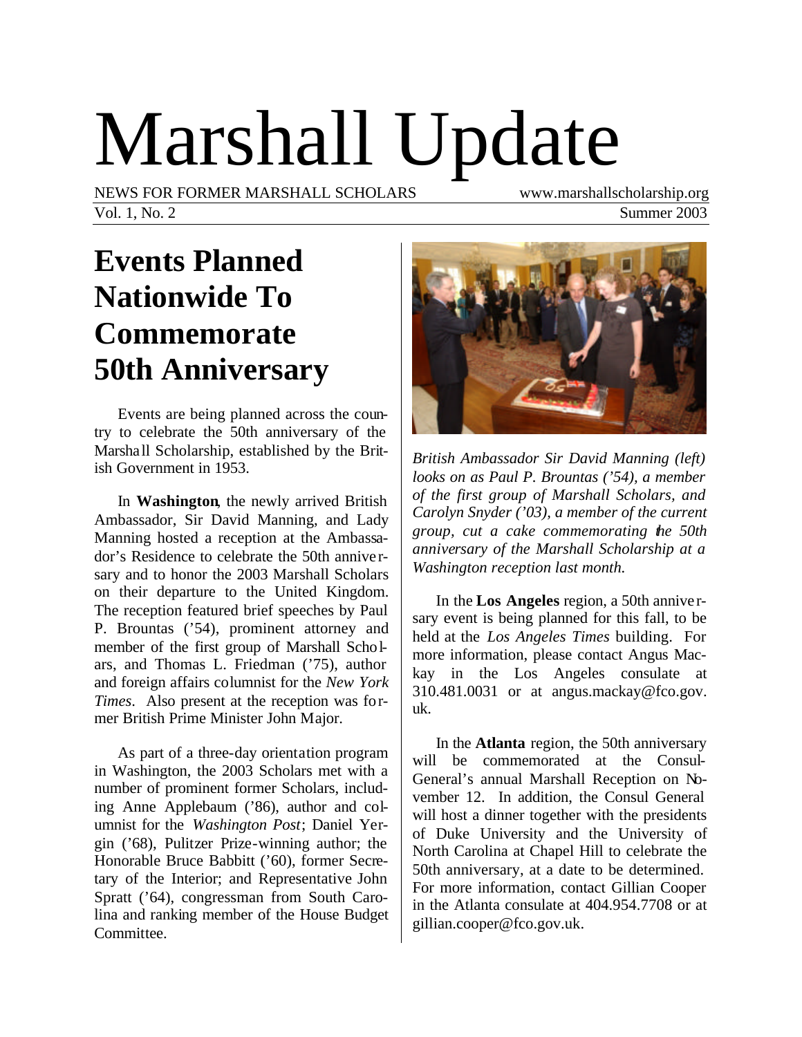# Marshall Update

NEWS FOR FORMER MARSHALL SCHOLARS www.marshallscholarship.org

Vol. 1, No. 2 Summer 2003

## Events Planned Nationwide To Commemorate 50th Anniversary

Events are being planned across the country to celebrate the 50th anniversary of the Marshall Scholarship, established by the British Government in 1953.

In **Washington**, the newly arrived British Ambassador, Sir David Manning, and Lady Manning hosted a reception at the Ambassador's Residence to celebrate the 50th anniversary and to honor the 2003 Marshall Scholars on their departure to the United Kingdom. The reception featured brief speeches by Paul P. Brountas ('54), prominent attorney and member of the first group of Marshall Scholars, and Thomas L. Friedman ('75), author and foreign affairs columnist for the *New York Times*. Also present at the reception was former British Prime Minister John Major.

As part of a three-day orientation program in Washington, the 2003 Scholars met with a number of prominent former Scholars, including Anne Applebaum ('86), author and columnist for the *Washington Post*; Daniel Yergin ('68), Pulitzer Prize-winning author; the Honorable Bruce Babbitt ('60), former Secretary of the Interior; and Representative John Spratt ('64), congressman from South Carolina and ranking member of the House Budget Committee.

*British Ambassador Sir David Manning (left) looks on as Paul P. Brountas ('54), a member of the first group of Marshall Scholars, and Carolyn Snyder ('03), a member of the current group, cut a cake commemorating the 50th anniversary of the Marshall Scholarship at a Washington reception last month.*

In the **Los Angeles** region, a 50th anniversary event is being planned for this fall, to be held at the *Los Angeles Times* building. For more information, please contact Angus Mackay in the Los Angeles consulate at 310.481.0031 or at angus.mackay@fco.gov.uk.

In the **Atlanta** region, the 50th anniversary will be commemorated at the Consul-General's annual Marshall Reception on November 12. In addition, the Consul General will host a dinner together with the presidents of Duke University and the University of North Carolina at Chapel Hill to celebrate the 50th anniversary, at a date to be determined. For more information, contact Gillian Cooper in the Atlanta consulate at 404.954.7708 or at gillian.cooper@fco.gov.uk.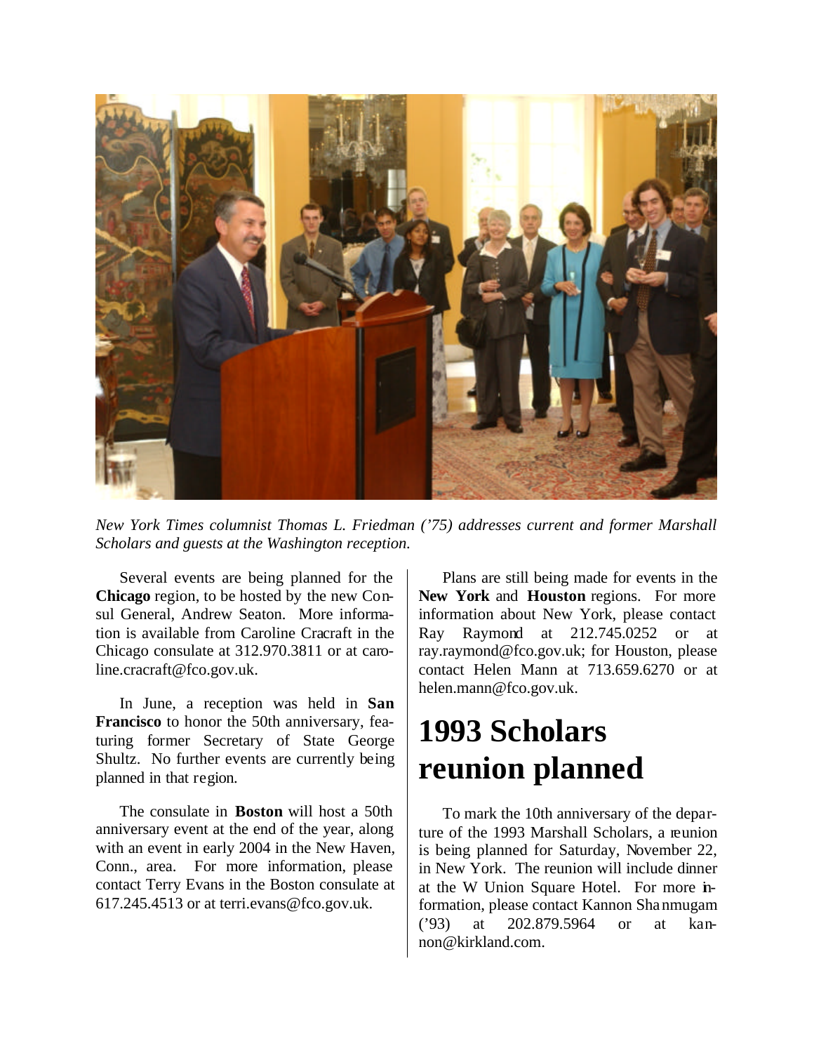*New York Times columnist Thomas L. Friedman ('75) addresses current and former Marshall Scholars and guests at the Washington reception.*

Several events are being planned for the **Chicago** region, to be hosted by the new Consul General, Andrew Seaton. More information is available from Caroline Cracraft in the Chicago consulate at 312.970.3811 or at caroline.cracraft@fco.gov.uk.

In June, a reception was held in **San Francisco** to honor the 50th anniversary, featuring former Secretary of State George Shultz. No further events are currently being planned in that region.

The consulate in **Boston** will host a 50th anniversary event at the end of the year, along with an event in early 2004 in the New Haven, Conn., area. For more information, please contact Terry Evans in the Boston consulate at 617.245.4513 or at terri.evans@fco.gov.uk.

Plans are still being made for events in the **New York** and **Houston** regions. For more information about New York, please contact Ray Raymond at 212.745.0252 or at ray.raymond@fco.gov.uk; for Houston, please contact Helen Mann at 713.659.6270 or at helen.mann@fco.gov.uk.

# 1993 Scholars reunion planned

To mark the 10th anniversary of the departure of the 1993 Marshall Scholars, a reunion is being planned for Saturday, November 22, in New York. The reunion will include dinner at the W Union Square Hotel. For more information, please contact Kannon Shanmugam ('93) at 202.879.5964 or at kannon@kirkland.com.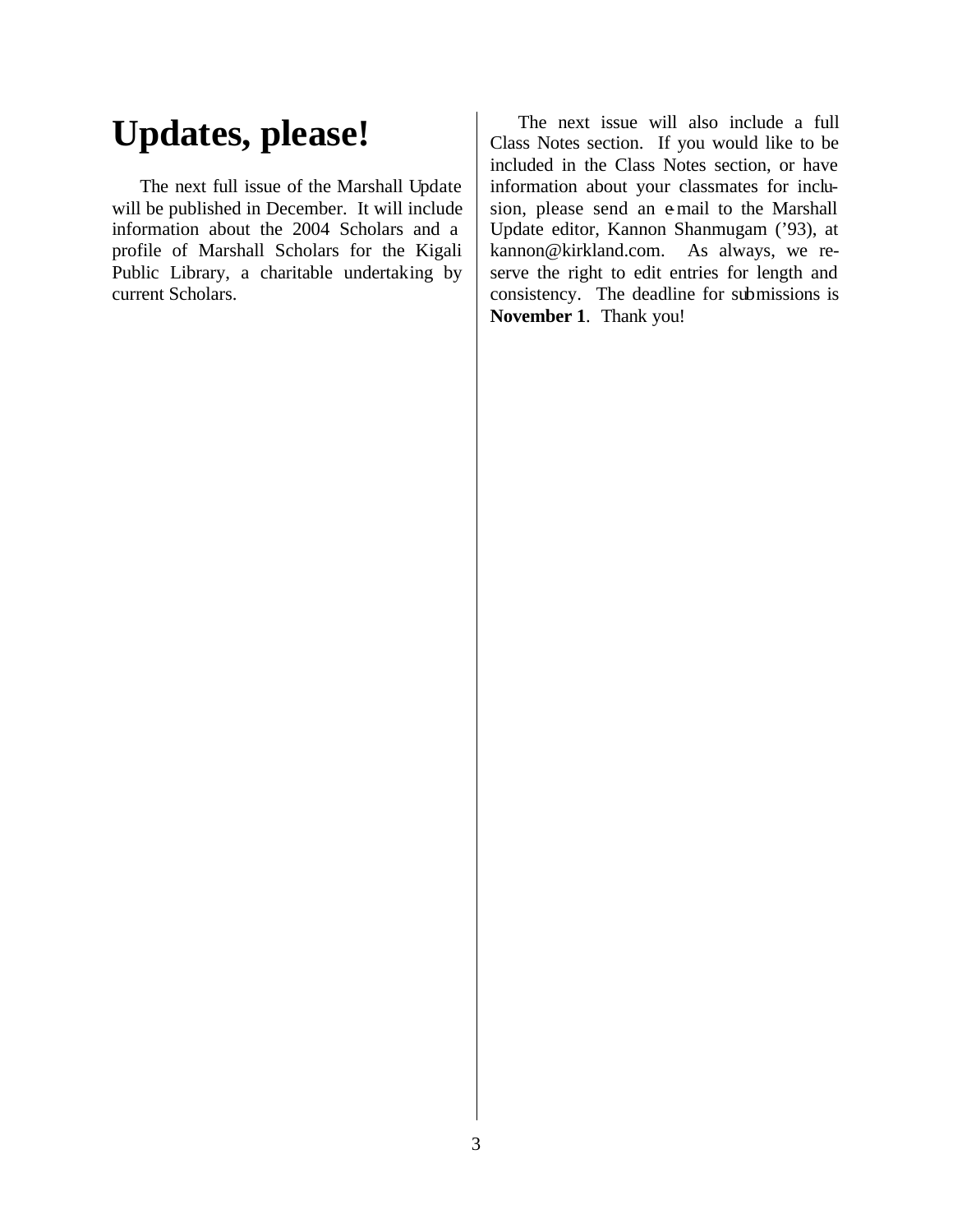# Updates, please!

The next full issue of the Marshall Update will be published in December. It will include information about the 2004 Scholars and a profile of Marshall Scholars for the Kigali Public Library, a charitable undertaking by current Scholars.

The next issue will also include a full Class Notes section. If you would like to be included in the Class Notes section, or have information about your classmates for inclusion, please send an e-mail to the Marshall Update editor, Kannon Shanmugam ('93), at kannon@kirkland.com. As always, we reserve the right to edit entries for length and consistency. The deadline for submissions is **November 1**. Thank you!